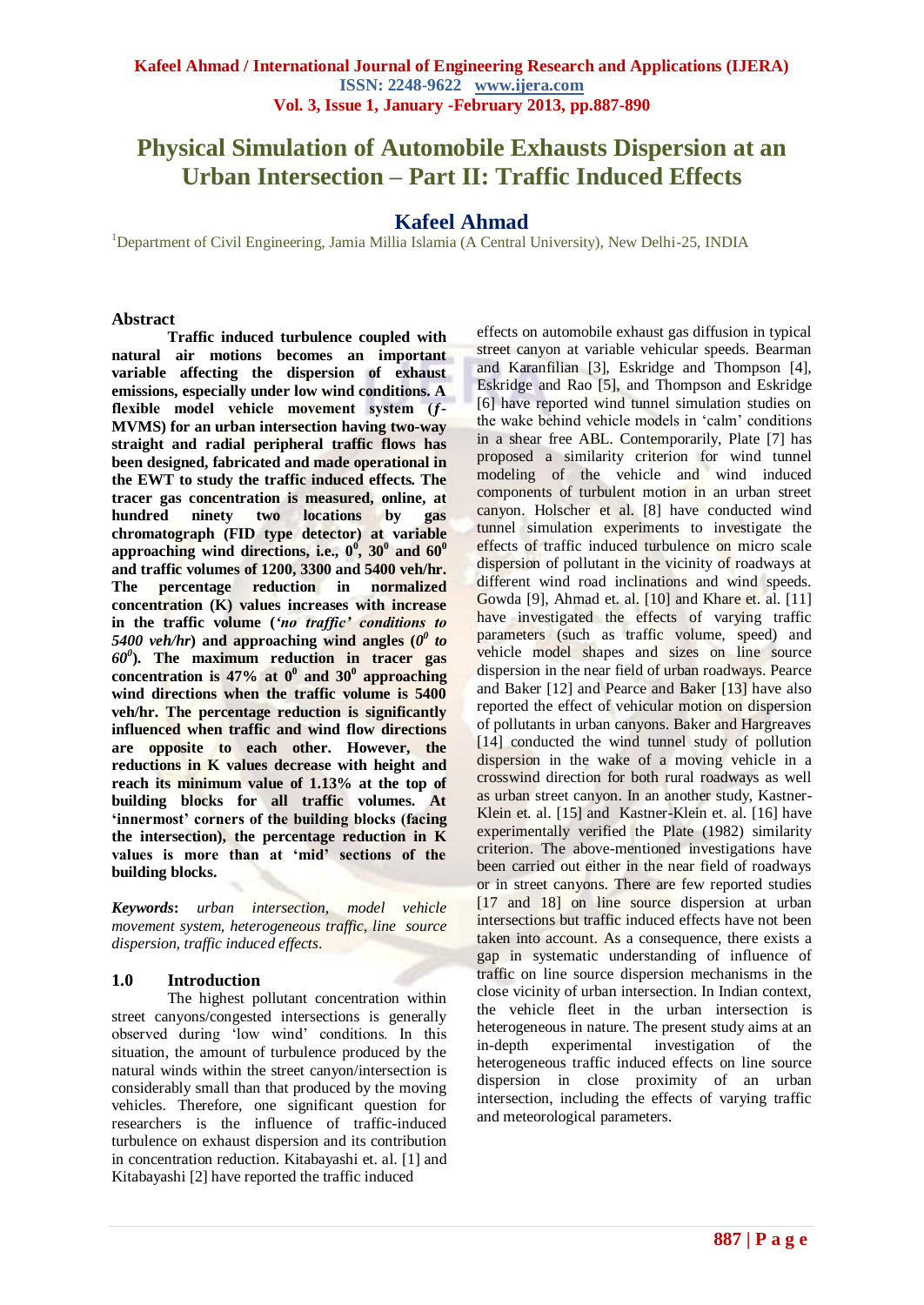# Physical Simulation of Automobile Exhausts Dispersion at an Urban Intersection – Part II: Traffic Induced Effects

## Kafeel Ahmad

[1]Department of Civil Engineering, Jamia Millia Islamia (A Central University), New Delhi-25, INDIA

### Abstract

**Traffic induced turbulence coupled with natural air motions becomes an important variable affecting the dispersion of exhaust emissions, especially under low wind conditions. A flexible model vehicle movement system ($f$-MVMS) for an urban intersection having two-way straight and radial peripheral traffic flows has been designed, fabricated and made operational in the EWT to study the traffic induced effects. The tracer gas concentration is measured, online, at hundred ninety two locations by gas chromatograph (FID type detector) at variable approaching wind directions, i.e., $0^0$, $30^0$ and $60^0$ and traffic volumes of 1200, 3300 and 5400 veh/hr. The percentage reduction in normalized concentration (K) values increases with increase in the traffic volume (*'no traffic' conditions to 5400 veh/hr*) and approaching wind angles (*$0^0$ to $60^0$*). The maximum reduction in tracer gas concentration is 47% at $0^0$ and $30^0$ approaching wind directions when the traffic volume is 5400 veh/hr. The percentage reduction is significantly influenced when traffic and wind flow directions are opposite to each other. However, the reductions in K values decrease with height and reach its minimum value of 1.13% at the top of building blocks for all traffic volumes. At 'innermost' corners of the building blocks (facing the intersection), the percentage reduction in K values is more than at 'mid' sections of the building blocks.**

***Keywords*****:** *urban intersection, model vehicle movement system, heterogeneous traffic, line source dispersion, traffic induced effects.*

### 1.0 Introduction

The highest pollutant concentration within street canyons/congested intersections is generally observed during 'low wind' conditions. In this situation, the amount of turbulence produced by the natural winds within the street canyon/intersection is considerably small than that produced by the moving vehicles. Therefore, one significant question for researchers is the influence of traffic-induced turbulence on exhaust dispersion and its contribution in concentration reduction. Kitabayashi et. al. [1] and Kitabayashi [2] have reported the traffic induced effects on automobile exhaust gas diffusion in typical street canyon at variable vehicular speeds. Bearman and Karanfilian [3], Eskridge and Thompson [4], Eskridge and Rao [5], and Thompson and Eskridge [6] have reported wind tunnel simulation studies on the wake behind vehicle models in 'calm' conditions in a shear free ABL. Contemporarily, Plate [7] has proposed a similarity criterion for wind tunnel modeling of the vehicle and wind induced components of turbulent motion in an urban street canyon. Holscher et al. [8] have conducted wind tunnel simulation experiments to investigate the effects of traffic induced turbulence on micro scale dispersion of pollutant in the vicinity of roadways at different wind road inclinations and wind speeds. Gowda [9], Ahmad et. al. [10] and Khare et. al. [11] have investigated the effects of varying traffic parameters (such as traffic volume, speed) and vehicle model shapes and sizes on line source dispersion in the near field of urban roadways. Pearce and Baker [12] and Pearce and Baker [13] have also reported the effect of vehicular motion on dispersion of pollutants in urban canyons. Baker and Hargreaves [14] conducted the wind tunnel study of pollution dispersion in the wake of a moving vehicle in a crosswind direction for both rural roadways as well as urban street canyon. In an another study, Kastner-Klein et. al. [15] and Kastner-Klein et. al. [16] have experimentally verified the Plate (1982) similarity criterion. The above-mentioned investigations have been carried out either in the near field of roadways or in street canyons. There are few reported studies [17 and 18] on line source dispersion at urban intersections but traffic induced effects have not been taken into account. As a consequence, there exists a gap in systematic understanding of influence of traffic on line source dispersion mechanisms in the close vicinity of urban intersection. In Indian context, the vehicle fleet in the urban intersection is heterogeneous in nature. The present study aims at an in-depth experimental investigation of the heterogeneous traffic induced effects on line source dispersion in close proximity of an urban intersection, including the effects of varying traffic and meteorological parameters.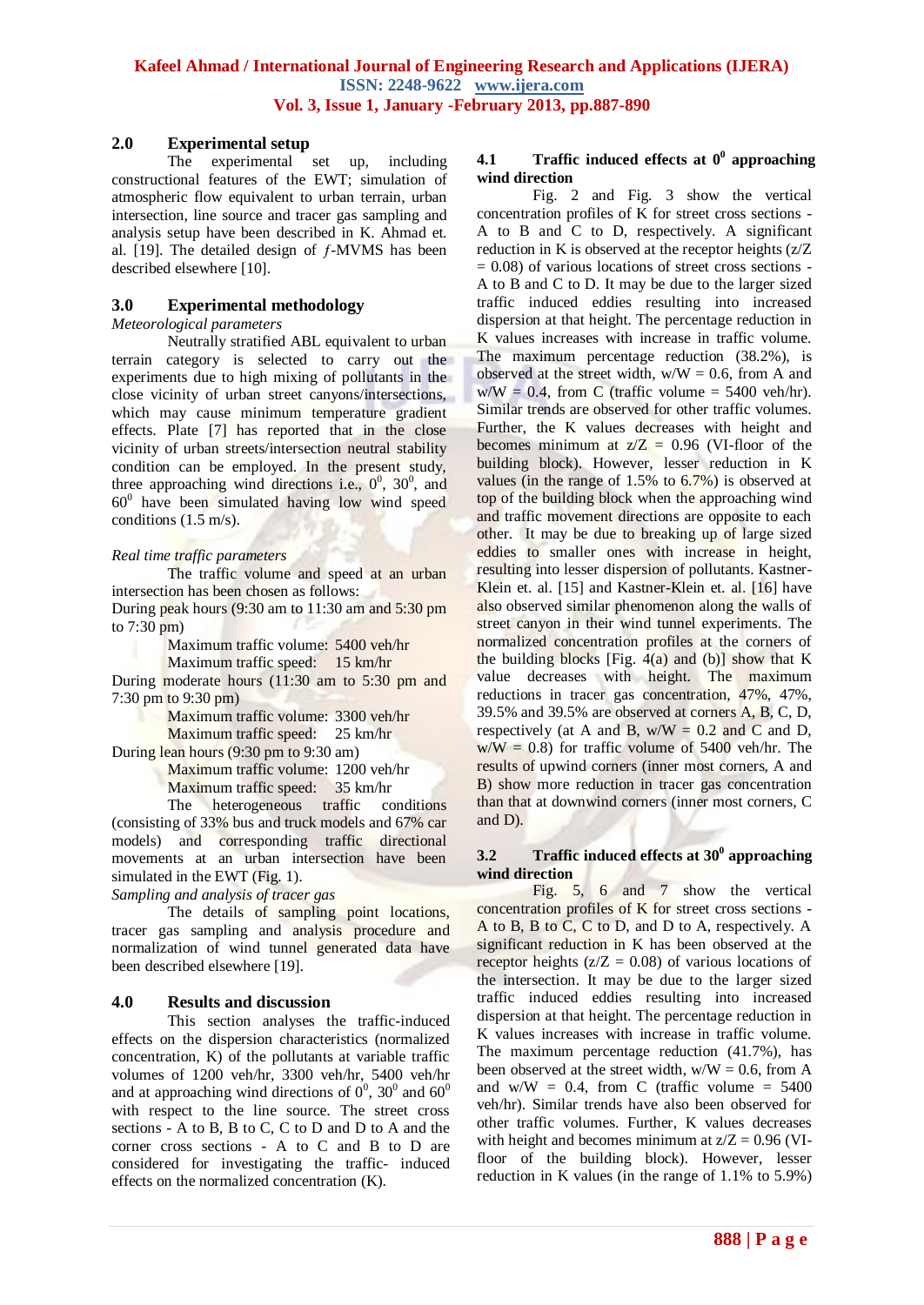## 2.0 Experimental setup

The experimental set up, including constructional features of the EWT; simulation of atmospheric flow equivalent to urban terrain, urban intersection, line source and tracer gas sampling and analysis setup have been described in K. Ahmad et. al. [19]. The detailed design of *ƒ*-MVMS has been described elsewhere [10].

## 3.0 Experimental methodology

*Meteorological parameters*

Neutrally stratified ABL equivalent to urban terrain category is selected to carry out the experiments due to high mixing of pollutants in the close vicinity of urban street canyons/intersections, which may cause minimum temperature gradient effects. Plate [7] has reported that in the close vicinity of urban streets/intersection neutral stability condition can be employed. In the present study, three approaching wind directions i.e., $0^0$, $30^0$, and $60^0$ have been simulated having low wind speed conditions (1.5 m/s).

*Real time traffic parameters*

The traffic volume and speed at an urban intersection has been chosen as follows:

During peak hours (9:30 am to 11:30 am and 5:30 pm to 7:30 pm)

Maximum traffic volume: 5400 veh/hr
Maximum traffic speed: 15 km/hr

During moderate hours (11:30 am to 5:30 pm and 7:30 pm to 9:30 pm)

Maximum traffic volume: 3300 veh/hr
Maximum traffic speed: 25 km/hr

During lean hours (9:30 pm to 9:30 am)

Maximum traffic volume: 1200 veh/hr
Maximum traffic speed: 35 km/hr

The heterogeneous traffic conditions (consisting of 33% bus and truck models and 67% car models) and corresponding traffic directional movements at an urban intersection have been simulated in the EWT (Fig. 1).

*Sampling and analysis of tracer gas*

The details of sampling point locations, tracer gas sampling and analysis procedure and normalization of wind tunnel generated data have been described elsewhere [19].

## 4.0 Results and discussion

This section analyses the traffic-induced effects on the dispersion characteristics (normalized concentration, K) of the pollutants at variable traffic volumes of 1200 veh/hr, 3300 veh/hr, 5400 veh/hr and at approaching wind directions of $0^0$, $30^0$ and $60^0$ with respect to the line source. The street cross sections - A to B, B to C, C to D and D to A and the corner cross sections - A to C and B to D are considered for investigating the traffic- induced effects on the normalized concentration (K).

### 4.1 Traffic induced effects at $0^0$ approaching wind direction

Fig. 2 and Fig. 3 show the vertical concentration profiles of K for street cross sections - A to B and C to D, respectively. A significant reduction in K is observed at the receptor heights (z/Z = 0.08) of various locations of street cross sections - A to B and C to D. It may be due to the larger sized traffic induced eddies resulting into increased dispersion at that height. The percentage reduction in K values increases with increase in traffic volume. The maximum percentage reduction (38.2%), is observed at the street width, w/W = 0.6, from A and w/W = 0.4, from C (traffic volume = 5400 veh/hr). Similar trends are observed for other traffic volumes. Further, the K values decreases with height and becomes minimum at z/Z = 0.96 (VI-floor of the building block). However, lesser reduction in K values (in the range of 1.5% to 6.7%) is observed at top of the building block when the approaching wind and traffic movement directions are opposite to each other. It may be due to breaking up of large sized eddies to smaller ones with increase in height, resulting into lesser dispersion of pollutants. Kastner-Klein et. al. [15] and Kastner-Klein et. al. [16] have also observed similar phenomenon along the walls of street canyon in their wind tunnel experiments. The normalized concentration profiles at the corners of the building blocks [Fig. 4(a) and (b)] show that K value decreases with height. The maximum reductions in tracer gas concentration, 47%, 47%, 39.5% and 39.5% are observed at corners A, B, C, D, respectively (at A and B, w/W = 0.2 and C and D, w/W = 0.8) for traffic volume of 5400 veh/hr. The results of upwind corners (inner most corners, A and B) show more reduction in tracer gas concentration than that at downwind corners (inner most corners, C and D).

### 3.2 Traffic induced effects at $30^0$ approaching wind direction

Fig. 5, 6 and 7 show the vertical concentration profiles of K for street cross sections - A to B, B to C, C to D, and D to A, respectively. A significant reduction in K has been observed at the receptor heights (z/Z = 0.08) of various locations of the intersection. It may be due to the larger sized traffic induced eddies resulting into increased dispersion at that height. The percentage reduction in K values increases with increase in traffic volume. The maximum percentage reduction (41.7%), has been observed at the street width, w/W = 0.6, from A and w/W = 0.4, from C (traffic volume = 5400 veh/hr). Similar trends have also been observed for other traffic volumes. Further, K values decreases with height and becomes minimum at z/Z = 0.96 (VI-floor of the building block). However, lesser reduction in K values (in the range of 1.1% to 5.9%)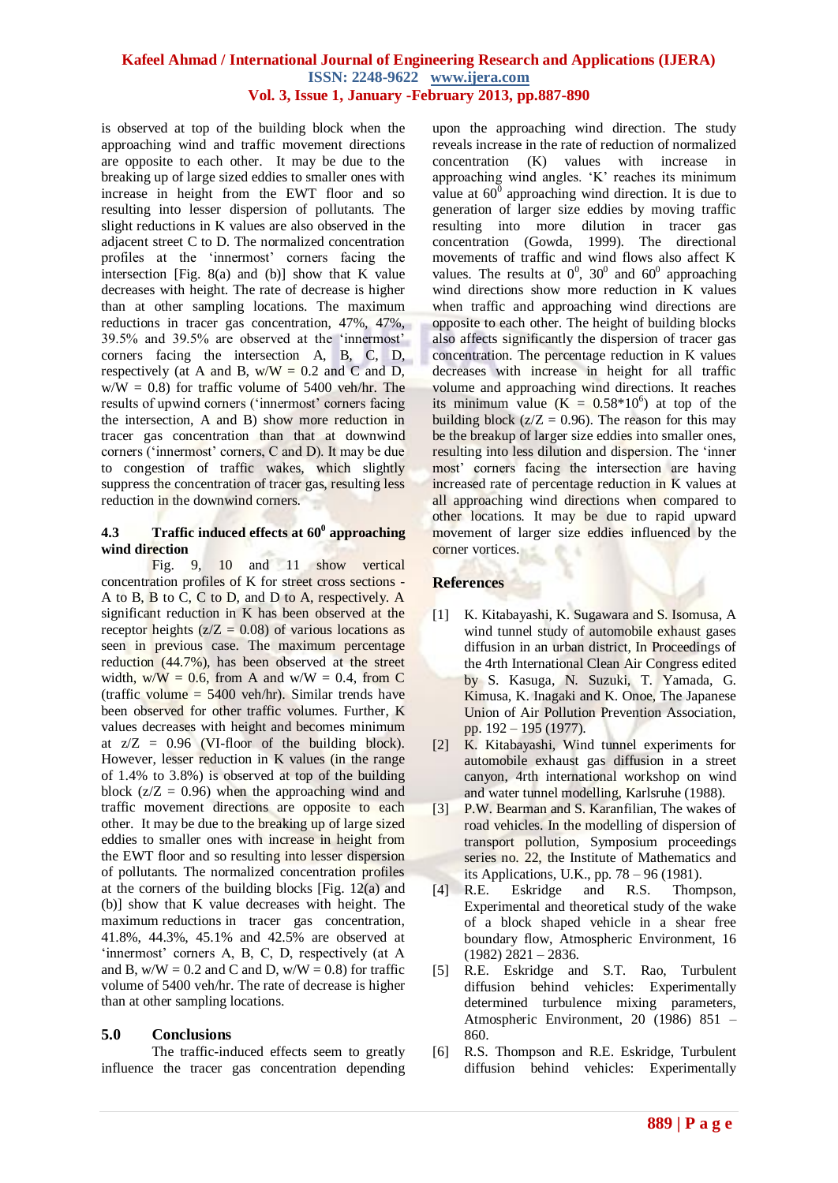is observed at top of the building block when the approaching wind and traffic movement directions are opposite to each other. It may be due to the breaking up of large sized eddies to smaller ones with increase in height from the EWT floor and so resulting into lesser dispersion of pollutants. The slight reductions in K values are also observed in the adjacent street C to D. The normalized concentration profiles at the 'innermost' corners facing the intersection [Fig. 8(a) and (b)] show that K value decreases with height. The rate of decrease is higher than at other sampling locations. The maximum reductions in tracer gas concentration, 47%, 47%, 39.5% and 39.5% are observed at the 'innermost' corners facing the intersection A, B, C, D, respectively (at A and B, w/W = 0.2 and C and D, w/W = 0.8) for traffic volume of 5400 veh/hr. The results of upwind corners ('innermost' corners facing the intersection, A and B) show more reduction in tracer gas concentration than that at downwind corners ('innermost' corners, C and D). It may be due to congestion of traffic wakes, which slightly suppress the concentration of tracer gas, resulting less reduction in the downwind corners.

### 4.3 Traffic induced effects at $60^0$ approaching wind direction

Fig. 9, 10 and 11 show vertical concentration profiles of K for street cross sections - A to B, B to C, C to D, and D to A, respectively. A significant reduction in K has been observed at the receptor heights (z/Z = 0.08) of various locations as seen in previous case. The maximum percentage reduction (44.7%), has been observed at the street width, w/W = 0.6, from A and w/W = 0.4, from C (traffic volume = 5400 veh/hr). Similar trends have been observed for other traffic volumes. Further, K values decreases with height and becomes minimum at z/Z = 0.96 (VI-floor of the building block). However, lesser reduction in K values (in the range of 1.4% to 3.8%) is observed at top of the building block (z/Z = 0.96) when the approaching wind and traffic movement directions are opposite to each other. It may be due to the breaking up of large sized eddies to smaller ones with increase in height from the EWT floor and so resulting into lesser dispersion of pollutants. The normalized concentration profiles at the corners of the building blocks [Fig. 12(a) and (b)] show that K value decreases with height. The maximum reductions in tracer gas concentration, 41.8%, 44.3%, 45.1% and 42.5% are observed at 'innermost' corners A, B, C, D, respectively (at A and B, w/W = 0.2 and C and D, w/W = 0.8) for traffic volume of 5400 veh/hr. The rate of decrease is higher than at other sampling locations.

## 5.0 Conclusions

The traffic-induced effects seem to greatly influence the tracer gas concentration depending upon the approaching wind direction. The study reveals increase in the rate of reduction of normalized concentration (K) values with increase in approaching wind angles. 'K' reaches its minimum value at $60^0$ approaching wind direction. It is due to generation of larger size eddies by moving traffic resulting into more dilution in tracer gas concentration (Gowda, 1999). The directional movements of traffic and wind flows also affect K values. The results at $0^0$, $30^0$ and $60^0$ approaching wind directions show more reduction in K values when traffic and approaching wind directions are opposite to each other. The height of building blocks also affects significantly the dispersion of tracer gas concentration. The percentage reduction in K values decreases with increase in height for all traffic volume and approaching wind directions. It reaches its minimum value ($K = 0.58*10^6$) at top of the building block (z/Z = 0.96). The reason for this may be the breakup of larger size eddies into smaller ones, resulting into less dilution and dispersion. The 'inner most' corners facing the intersection are having increased rate of percentage reduction in K values at all approaching wind directions when compared to other locations. It may be due to rapid upward movement of larger size eddies influenced by the corner vortices.

## References

[1] K. Kitabayashi, K. Sugawara and S. Isomusa, A wind tunnel study of automobile exhaust gases diffusion in an urban district, In Proceedings of the 4rth International Clean Air Congress edited by S. Kasuga, N. Suzuki, T. Yamada, G. Kimusa, K. Inagaki and K. Onoe, The Japanese Union of Air Pollution Prevention Association, pp. 192 – 195 (1977).

[2] K. Kitabayashi, Wind tunnel experiments for automobile exhaust gas diffusion in a street canyon, 4rth international workshop on wind and water tunnel modelling, Karlsruhe (1988).

[3] P.W. Bearman and S. Karanfilian, The wakes of road vehicles. In the modelling of dispersion of transport pollution, Symposium proceedings series no. 22, the Institute of Mathematics and its Applications, U.K., pp. 78 – 96 (1981).

[4] R.E. Eskridge and R.S. Thompson, Experimental and theoretical study of the wake of a block shaped vehicle in a shear free boundary flow, Atmospheric Environment, 16 (1982) 2821 – 2836.

[5] R.E. Eskridge and S.T. Rao, Turbulent diffusion behind vehicles: Experimentally determined turbulence mixing parameters, Atmospheric Environment, 20 (1986) 851 – 860.

[6] R.S. Thompson and R.E. Eskridge, Turbulent diffusion behind vehicles: Experimentally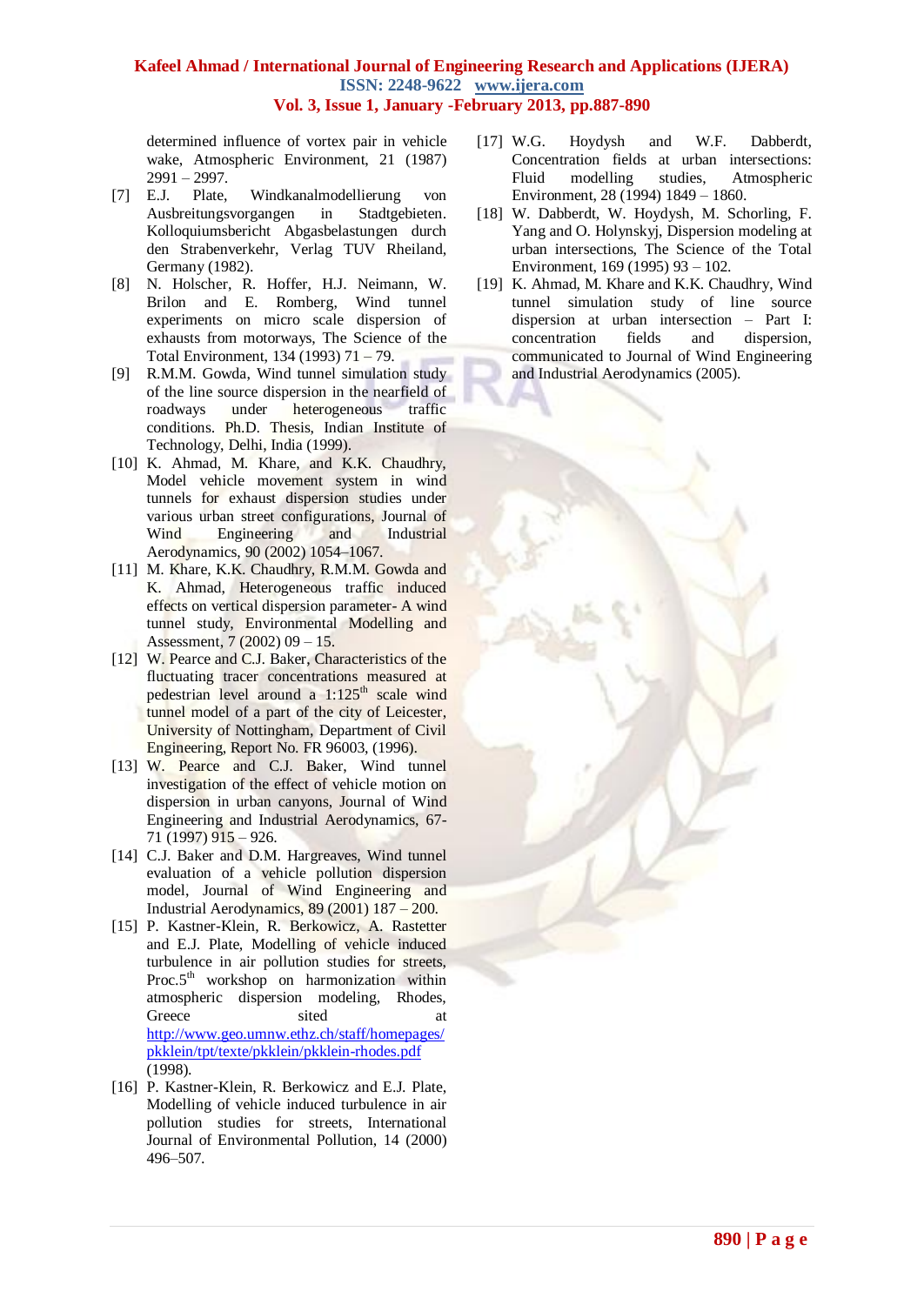determined influence of vortex pair in vehicle wake, Atmospheric Environment, 21 (1987) 2991 – 2997.

[7] E.J. Plate, Windkanalmodellierung von Ausbreitungsvorgangen in Stadtgebieten. Kolloquiumsbericht Abgasbelastungen durch den Strabenverkehr, Verlag TUV Rheiland, Germany (1982).

[8] N. Holscher, R. Hoffer, H.J. Neimann, W. Brilon and E. Romberg, Wind tunnel experiments on micro scale dispersion of exhausts from motorways, The Science of the Total Environment, 134 (1993) 71 – 79.

[9] R.M.M. Gowda, Wind tunnel simulation study of the line source dispersion in the nearfield of roadways under heterogeneous traffic conditions. Ph.D. Thesis, Indian Institute of Technology, Delhi, India (1999).

[10] K. Ahmad, M. Khare, and K.K. Chaudhry, Model vehicle movement system in wind tunnels for exhaust dispersion studies under various urban street configurations, Journal of Wind Engineering and Industrial Aerodynamics, 90 (2002) 1054–1067.

[11] M. Khare, K.K. Chaudhry, R.M.M. Gowda and K. Ahmad, Heterogeneous traffic induced effects on vertical dispersion parameter- A wind tunnel study, Environmental Modelling and Assessment, 7 (2002) 09 – 15.

[12] W. Pearce and C.J. Baker, Characteristics of the fluctuating tracer concentrations measured at pedestrian level around a 1:125th scale wind tunnel model of a part of the city of Leicester, University of Nottingham, Department of Civil Engineering, Report No. FR 96003, (1996).

[13] W. Pearce and C.J. Baker, Wind tunnel investigation of the effect of vehicle motion on dispersion in urban canyons, Journal of Wind Engineering and Industrial Aerodynamics, 67-71 (1997) 915 – 926.

[14] C.J. Baker and D.M. Hargreaves, Wind tunnel evaluation of a vehicle pollution dispersion model, Journal of Wind Engineering and Industrial Aerodynamics, 89 (2001) 187 – 200.

[15] P. Kastner-Klein, R. Berkowicz, A. Rastetter and E.J. Plate, Modelling of vehicle induced turbulence in air pollution studies for streets, Proc.5th workshop on harmonization within atmospheric dispersion modeling, Rhodes, Greece sited at http://www.geo.umnw.ethz.ch/staff/homepages/pkklein/tpt/texte/pkklein/pkklein-rhodes.pdf (1998).

[16] P. Kastner-Klein, R. Berkowicz and E.J. Plate, Modelling of vehicle induced turbulence in air pollution studies for streets, International Journal of Environmental Pollution, 14 (2000) 496–507.

[17] W.G. Hoydysh and W.F. Dabberdt, Concentration fields at urban intersections: Fluid modelling studies, Atmospheric Environment, 28 (1994) 1849 – 1860.

[18] W. Dabberdt, W. Hoydysh, M. Schorling, F. Yang and O. Holynskyj, Dispersion modeling at urban intersections, The Science of the Total Environment, 169 (1995) 93 – 102.

[19] K. Ahmad, M. Khare and K.K. Chaudhry, Wind tunnel simulation study of line source dispersion at urban intersection – Part I: concentration fields and dispersion, communicated to Journal of Wind Engineering and Industrial Aerodynamics (2005).